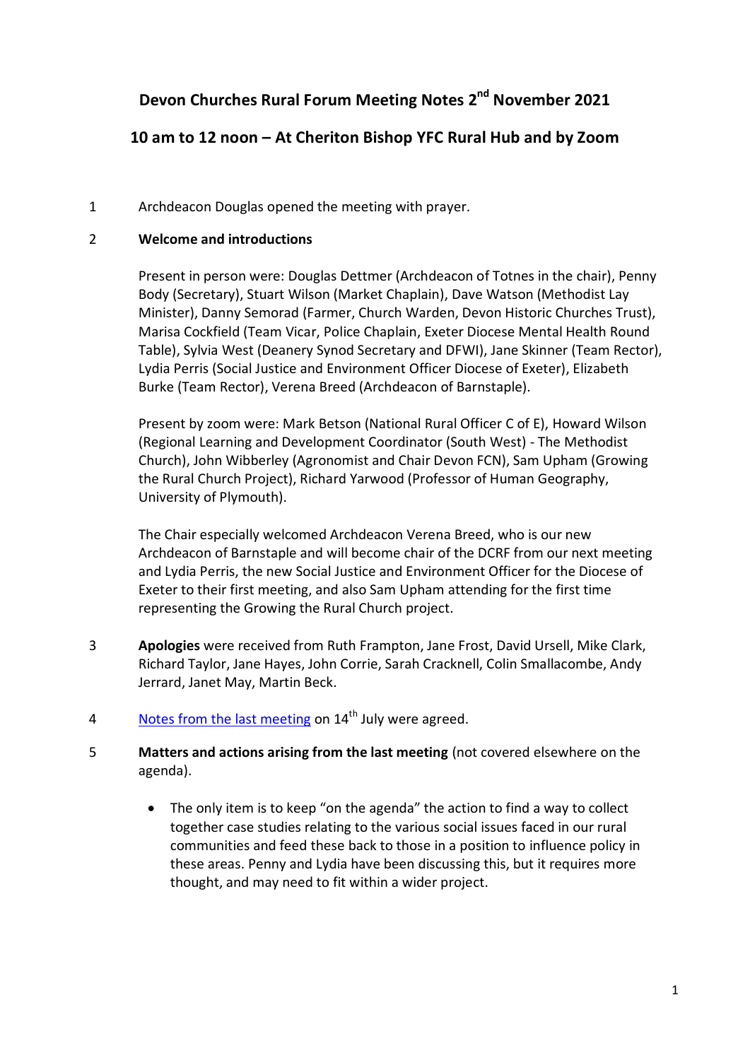# Devon Churches Rural Forum Meeting Notes 2nd November 2021

## 10 am to 12 noon – At Cheriton Bishop YFC Rural Hub and by Zoom

1 Archdeacon Douglas opened the meeting with prayer.

2 **Welcome and introductions**

Present in person were: Douglas Dettmer (Archdeacon of Totnes in the chair), Penny Body (Secretary), Stuart Wilson (Market Chaplain), Dave Watson (Methodist Lay Minister), Danny Semorad (Farmer, Church Warden, Devon Historic Churches Trust), Marisa Cockfield (Team Vicar, Police Chaplain, Exeter Diocese Mental Health Round Table), Sylvia West (Deanery Synod Secretary and DFWI), Jane Skinner (Team Rector), Lydia Perris (Social Justice and Environment Officer Diocese of Exeter), Elizabeth Burke (Team Rector), Verena Breed (Archdeacon of Barnstaple).

Present by zoom were: Mark Betson (National Rural Officer C of E), Howard Wilson (Regional Learning and Development Coordinator (South West) - The Methodist Church), John Wibberley (Agronomist and Chair Devon FCN), Sam Upham (Growing the Rural Church Project), Richard Yarwood (Professor of Human Geography, University of Plymouth).

The Chair especially welcomed Archdeacon Verena Breed, who is our new Archdeacon of Barnstaple and will become chair of the DCRF from our next meeting and Lydia Perris, the new Social Justice and Environment Officer for the Diocese of Exeter to their first meeting, and also Sam Upham attending for the first time representing the Growing the Rural Church project.

3 **Apologies** were received from Ruth Frampton, Jane Frost, David Ursell, Mike Clark, Richard Taylor, Jane Hayes, John Corrie, Sarah Cracknell, Colin Smallacombe, Andy Jerrard, Janet May, Martin Beck.

4 Notes from the last meeting on 14th July were agreed.

5 **Matters and actions arising from the last meeting** (not covered elsewhere on the agenda).

- The only item is to keep "on the agenda" the action to find a way to collect together case studies relating to the various social issues faced in our rural communities and feed these back to those in a position to influence policy in these areas. Penny and Lydia have been discussing this, but it requires more thought, and may need to fit within a wider project.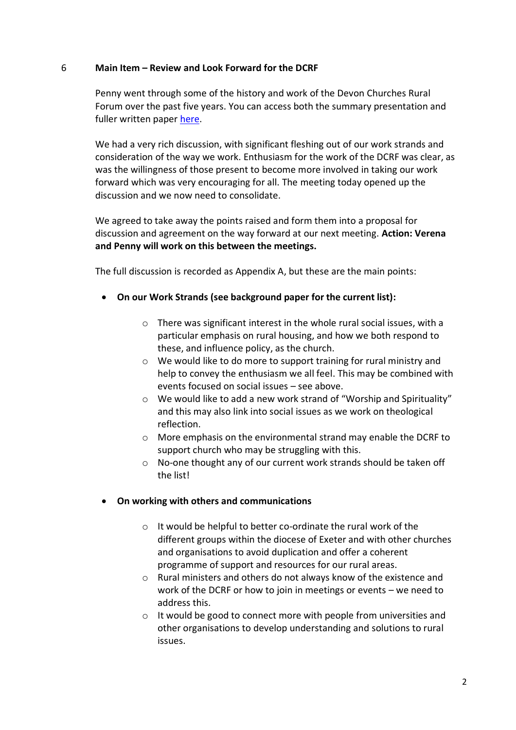## 6 Main Item – Review and Look Forward for the DCRF

Penny went through some of the history and work of the Devon Churches Rural Forum over the past five years. You can access both the summary presentation and fuller written paper here.

We had a very rich discussion, with significant fleshing out of our work strands and consideration of the way we work. Enthusiasm for the work of the DCRF was clear, as was the willingness of those present to become more involved in taking our work forward which was very encouraging for all. The meeting today opened up the discussion and we now need to consolidate.

We agreed to take away the points raised and form them into a proposal for discussion and agreement on the way forward at our next meeting. **Action: Verena and Penny will work on this between the meetings.**

The full discussion is recorded as Appendix A, but these are the main points:

- **On our Work Strands (see background paper for the current list):**
  - There was significant interest in the whole rural social issues, with a particular emphasis on rural housing, and how we both respond to these, and influence policy, as the church.
  - We would like to do more to support training for rural ministry and help to convey the enthusiasm we all feel. This may be combined with events focused on social issues – see above.
  - We would like to add a new work strand of "Worship and Spirituality" and this may also link into social issues as we work on theological reflection.
  - More emphasis on the environmental strand may enable the DCRF to support church who may be struggling with this.
  - No-one thought any of our current work strands should be taken off the list!

- **On working with others and communications**
  - It would be helpful to better co-ordinate the rural work of the different groups within the diocese of Exeter and with other churches and organisations to avoid duplication and offer a coherent programme of support and resources for our rural areas.
  - Rural ministers and others do not always know of the existence and work of the DCRF or how to join in meetings or events – we need to address this.
  - It would be good to connect more with people from universities and other organisations to develop understanding and solutions to rural issues.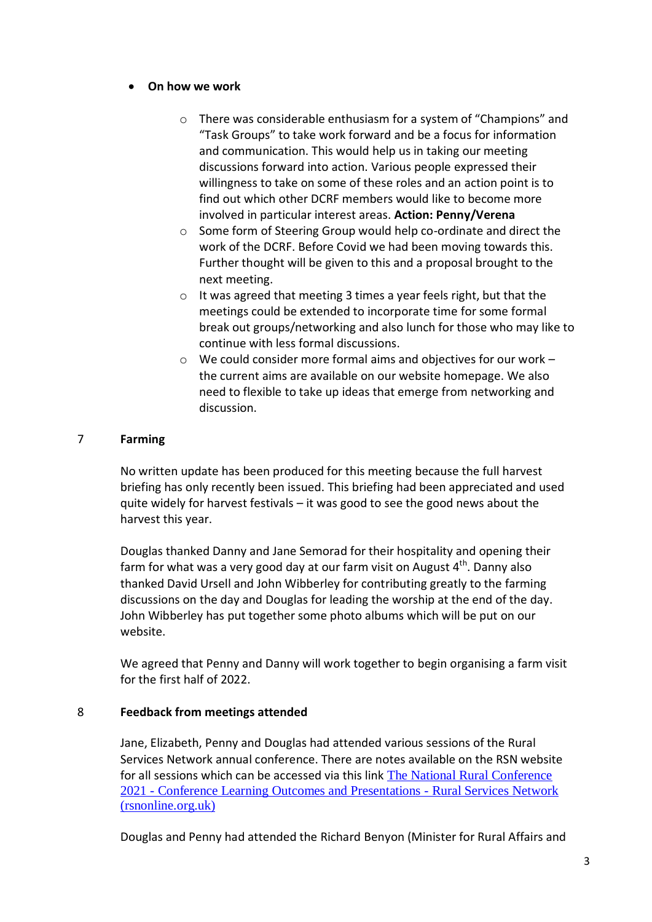- **On how we work**

    - There was considerable enthusiasm for a system of "Champions" and "Task Groups" to take work forward and be a focus for information and communication. This would help us in taking our meeting discussions forward into action. Various people expressed their willingness to take on some of these roles and an action point is to find out which other DCRF members would like to become more involved in particular interest areas. **Action: Penny/Verena**
    - Some form of Steering Group would help co-ordinate and direct the work of the DCRF. Before Covid we had been moving towards this. Further thought will be given to this and a proposal brought to the next meeting.
    - It was agreed that meeting 3 times a year feels right, but that the meetings could be extended to incorporate time for some formal break out groups/networking and also lunch for those who may like to continue with less formal discussions.
    - We could consider more formal aims and objectives for our work – the current aims are available on our website homepage. We also need to flexible to take up ideas that emerge from networking and discussion.

## 7 Farming

No written update has been produced for this meeting because the full harvest briefing has only recently been issued. This briefing had been appreciated and used quite widely for harvest festivals – it was good to see the good news about the harvest this year.

Douglas thanked Danny and Jane Semorad for their hospitality and opening their farm for what was a very good day at our farm visit on August 4th. Danny also thanked David Ursell and John Wibberley for contributing greatly to the farming discussions on the day and Douglas for leading the worship at the end of the day. John Wibberley has put together some photo albums which will be put on our website.

We agreed that Penny and Danny will work together to begin organising a farm visit for the first half of 2022.

## 8 Feedback from meetings attended

Jane, Elizabeth, Penny and Douglas had attended various sessions of the Rural Services Network annual conference. There are notes available on the RSN website for all sessions which can be accessed via this link [The National Rural Conference 2021 - Conference Learning Outcomes and Presentations - Rural Services Network (rsnonline.org.uk)]

Douglas and Penny had attended the Richard Benyon (Minister for Rural Affairs and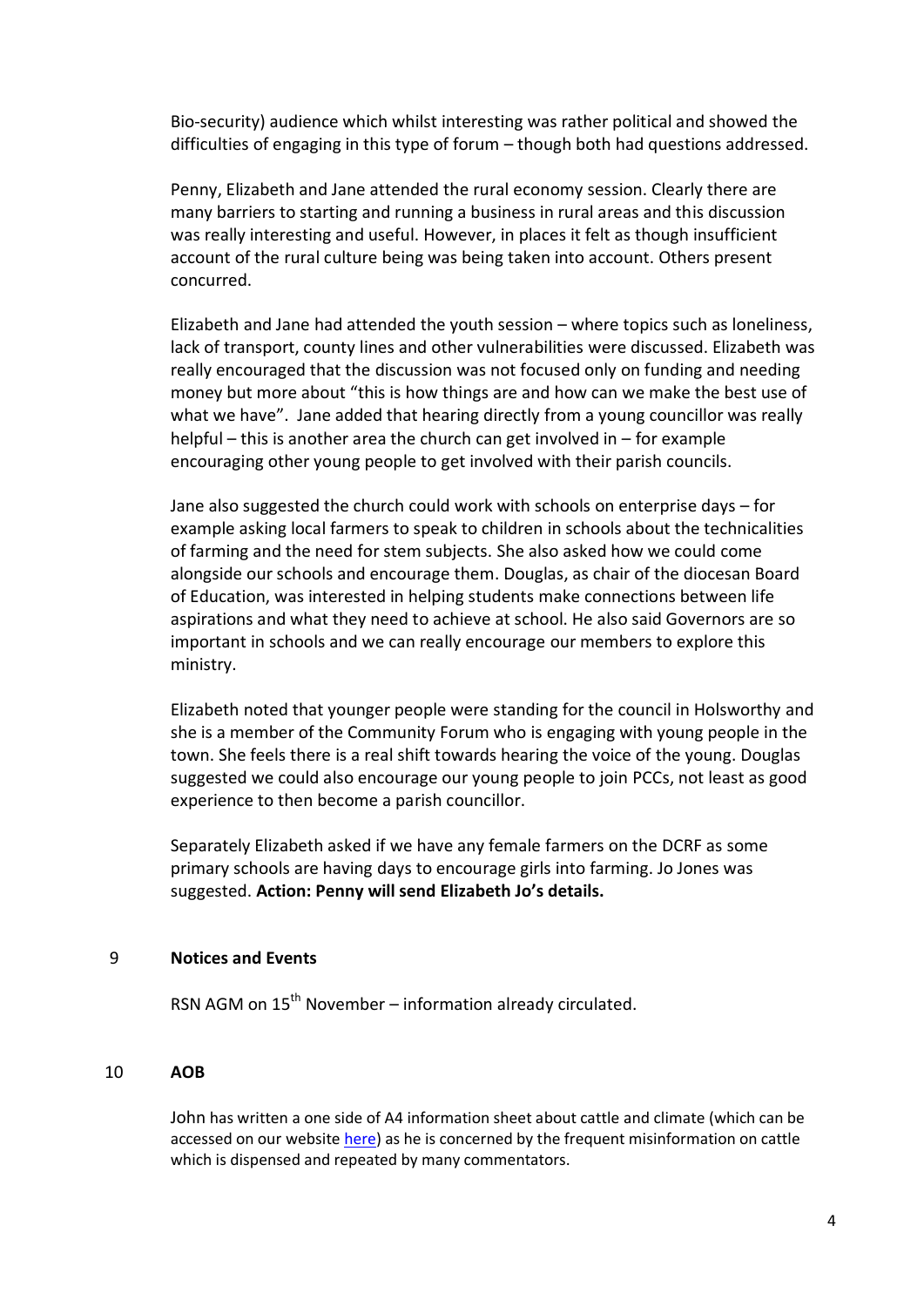Bio-security) audience which whilst interesting was rather political and showed the difficulties of engaging in this type of forum – though both had questions addressed.

Penny, Elizabeth and Jane attended the rural economy session. Clearly there are many barriers to starting and running a business in rural areas and this discussion was really interesting and useful. However, in places it felt as though insufficient account of the rural culture being was being taken into account. Others present concurred.

Elizabeth and Jane had attended the youth session – where topics such as loneliness, lack of transport, county lines and other vulnerabilities were discussed. Elizabeth was really encouraged that the discussion was not focused only on funding and needing money but more about "this is how things are and how can we make the best use of what we have". Jane added that hearing directly from a young councillor was really helpful – this is another area the church can get involved in – for example encouraging other young people to get involved with their parish councils.

Jane also suggested the church could work with schools on enterprise days – for example asking local farmers to speak to children in schools about the technicalities of farming and the need for stem subjects. She also asked how we could come alongside our schools and encourage them. Douglas, as chair of the diocesan Board of Education, was interested in helping students make connections between life aspirations and what they need to achieve at school. He also said Governors are so important in schools and we can really encourage our members to explore this ministry.

Elizabeth noted that younger people were standing for the council in Holsworthy and she is a member of the Community Forum who is engaging with young people in the town. She feels there is a real shift towards hearing the voice of the young. Douglas suggested we could also encourage our young people to join PCCs, not least as good experience to then become a parish councillor.

Separately Elizabeth asked if we have any female farmers on the DCRF as some primary schools are having days to encourage girls into farming. Jo Jones was suggested. **Action: Penny will send Elizabeth Jo's details.**

## 9 Notices and Events

RSN AGM on 15th November – information already circulated.

## 10 AOB

John has written a one side of A4 information sheet about cattle and climate (which can be accessed on our website here) as he is concerned by the frequent misinformation on cattle which is dispensed and repeated by many commentators.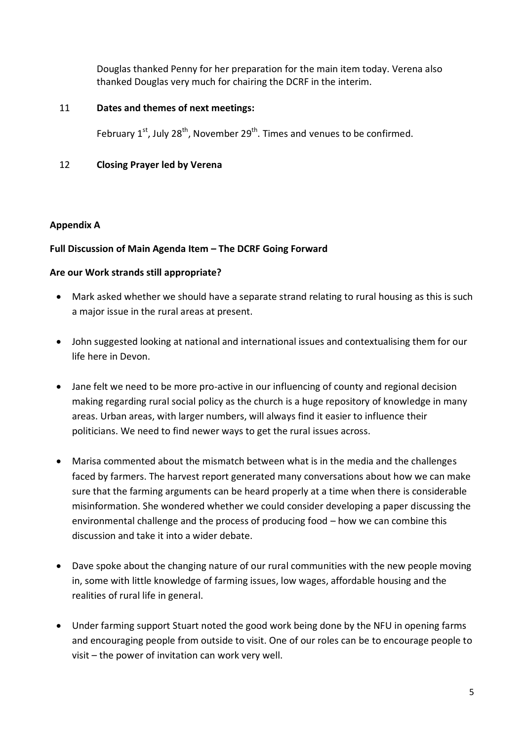Douglas thanked Penny for her preparation for the main item today. Verena also thanked Douglas very much for chairing the DCRF in the interim.

11 **Dates and themes of next meetings:**

February 1st, July 28th, November 29th. Times and venues to be confirmed.

12 **Closing Prayer led by Verena**

**Appendix A**

**Full Discussion of Main Agenda Item – The DCRF Going Forward**

**Are our Work strands still appropriate?**

- Mark asked whether we should have a separate strand relating to rural housing as this is such a major issue in the rural areas at present.
- John suggested looking at national and international issues and contextualising them for our life here in Devon.
- Jane felt we need to be more pro-active in our influencing of county and regional decision making regarding rural social policy as the church is a huge repository of knowledge in many areas. Urban areas, with larger numbers, will always find it easier to influence their politicians. We need to find newer ways to get the rural issues across.
- Marisa commented about the mismatch between what is in the media and the challenges faced by farmers. The harvest report generated many conversations about how we can make sure that the farming arguments can be heard properly at a time when there is considerable misinformation. She wondered whether we could consider developing a paper discussing the environmental challenge and the process of producing food – how we can combine this discussion and take it into a wider debate.
- Dave spoke about the changing nature of our rural communities with the new people moving in, some with little knowledge of farming issues, low wages, affordable housing and the realities of rural life in general.
- Under farming support Stuart noted the good work being done by the NFU in opening farms and encouraging people from outside to visit. One of our roles can be to encourage people to visit – the power of invitation can work very well.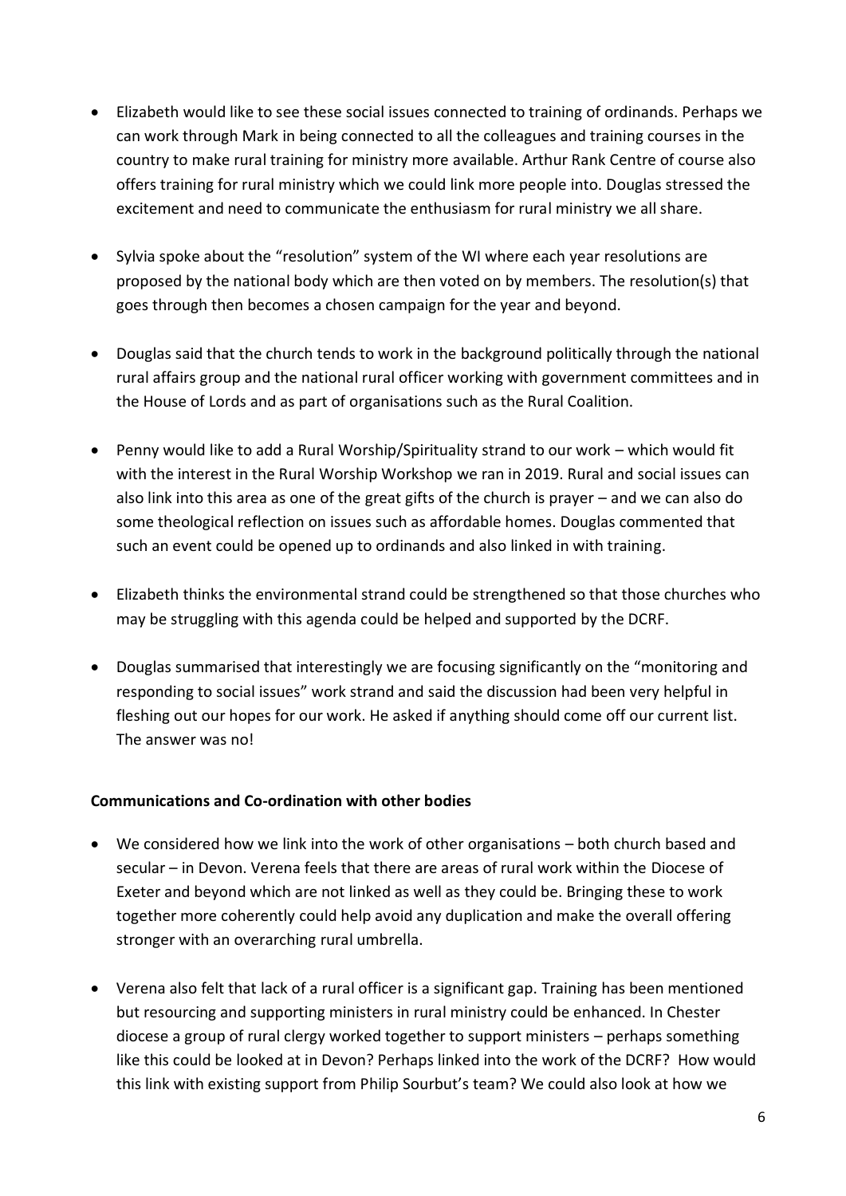- Elizabeth would like to see these social issues connected to training of ordinands. Perhaps we can work through Mark in being connected to all the colleagues and training courses in the country to make rural training for ministry more available. Arthur Rank Centre of course also offers training for rural ministry which we could link more people into. Douglas stressed the excitement and need to communicate the enthusiasm for rural ministry we all share.

- Sylvia spoke about the "resolution" system of the WI where each year resolutions are proposed by the national body which are then voted on by members. The resolution(s) that goes through then becomes a chosen campaign for the year and beyond.

- Douglas said that the church tends to work in the background politically through the national rural affairs group and the national rural officer working with government committees and in the House of Lords and as part of organisations such as the Rural Coalition.

- Penny would like to add a Rural Worship/Spirituality strand to our work – which would fit with the interest in the Rural Worship Workshop we ran in 2019. Rural and social issues can also link into this area as one of the great gifts of the church is prayer – and we can also do some theological reflection on issues such as affordable homes. Douglas commented that such an event could be opened up to ordinands and also linked in with training.

- Elizabeth thinks the environmental strand could be strengthened so that those churches who may be struggling with this agenda could be helped and supported by the DCRF.

- Douglas summarised that interestingly we are focusing significantly on the "monitoring and responding to social issues" work strand and said the discussion had been very helpful in fleshing out our hopes for our work. He asked if anything should come off our current list. The answer was no!

**Communications and Co-ordination with other bodies**

- We considered how we link into the work of other organisations – both church based and secular – in Devon. Verena feels that there are areas of rural work within the Diocese of Exeter and beyond which are not linked as well as they could be. Bringing these to work together more coherently could help avoid any duplication and make the overall offering stronger with an overarching rural umbrella.

- Verena also felt that lack of a rural officer is a significant gap. Training has been mentioned but resourcing and supporting ministers in rural ministry could be enhanced. In Chester diocese a group of rural clergy worked together to support ministers – perhaps something like this could be looked at in Devon? Perhaps linked into the work of the DCRF? How would this link with existing support from Philip Sourbut's team? We could also look at how we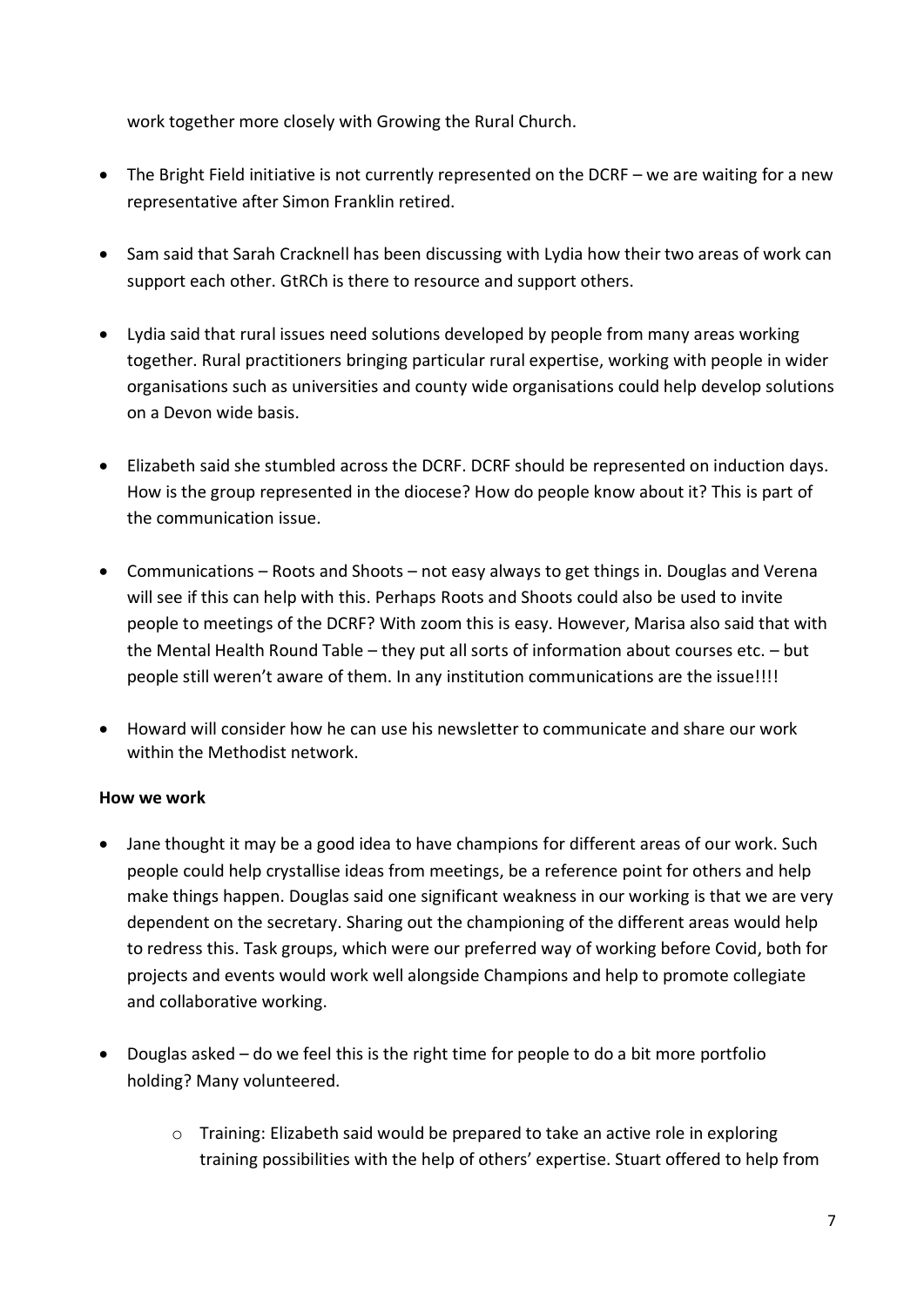work together more closely with Growing the Rural Church.

- The Bright Field initiative is not currently represented on the DCRF – we are waiting for a new representative after Simon Franklin retired.

- Sam said that Sarah Cracknell has been discussing with Lydia how their two areas of work can support each other. GtRCh is there to resource and support others.

- Lydia said that rural issues need solutions developed by people from many areas working together. Rural practitioners bringing particular rural expertise, working with people in wider organisations such as universities and county wide organisations could help develop solutions on a Devon wide basis.

- Elizabeth said she stumbled across the DCRF. DCRF should be represented on induction days. How is the group represented in the diocese? How do people know about it? This is part of the communication issue.

- Communications – Roots and Shoots – not easy always to get things in. Douglas and Verena will see if this can help with this. Perhaps Roots and Shoots could also be used to invite people to meetings of the DCRF? With zoom this is easy. However, Marisa also said that with the Mental Health Round Table – they put all sorts of information about courses etc. – but people still weren't aware of them. In any institution communications are the issue!!!!

- Howard will consider how he can use his newsletter to communicate and share our work within the Methodist network.

**How we work**

- Jane thought it may be a good idea to have champions for different areas of our work. Such people could help crystallise ideas from meetings, be a reference point for others and help make things happen. Douglas said one significant weakness in our working is that we are very dependent on the secretary. Sharing out the championing of the different areas would help to redress this. Task groups, which were our preferred way of working before Covid, both for projects and events would work well alongside Champions and help to promote collegiate and collaborative working.

- Douglas asked – do we feel this is the right time for people to do a bit more portfolio holding? Many volunteered.

    - Training: Elizabeth said would be prepared to take an active role in exploring training possibilities with the help of others' expertise. Stuart offered to help from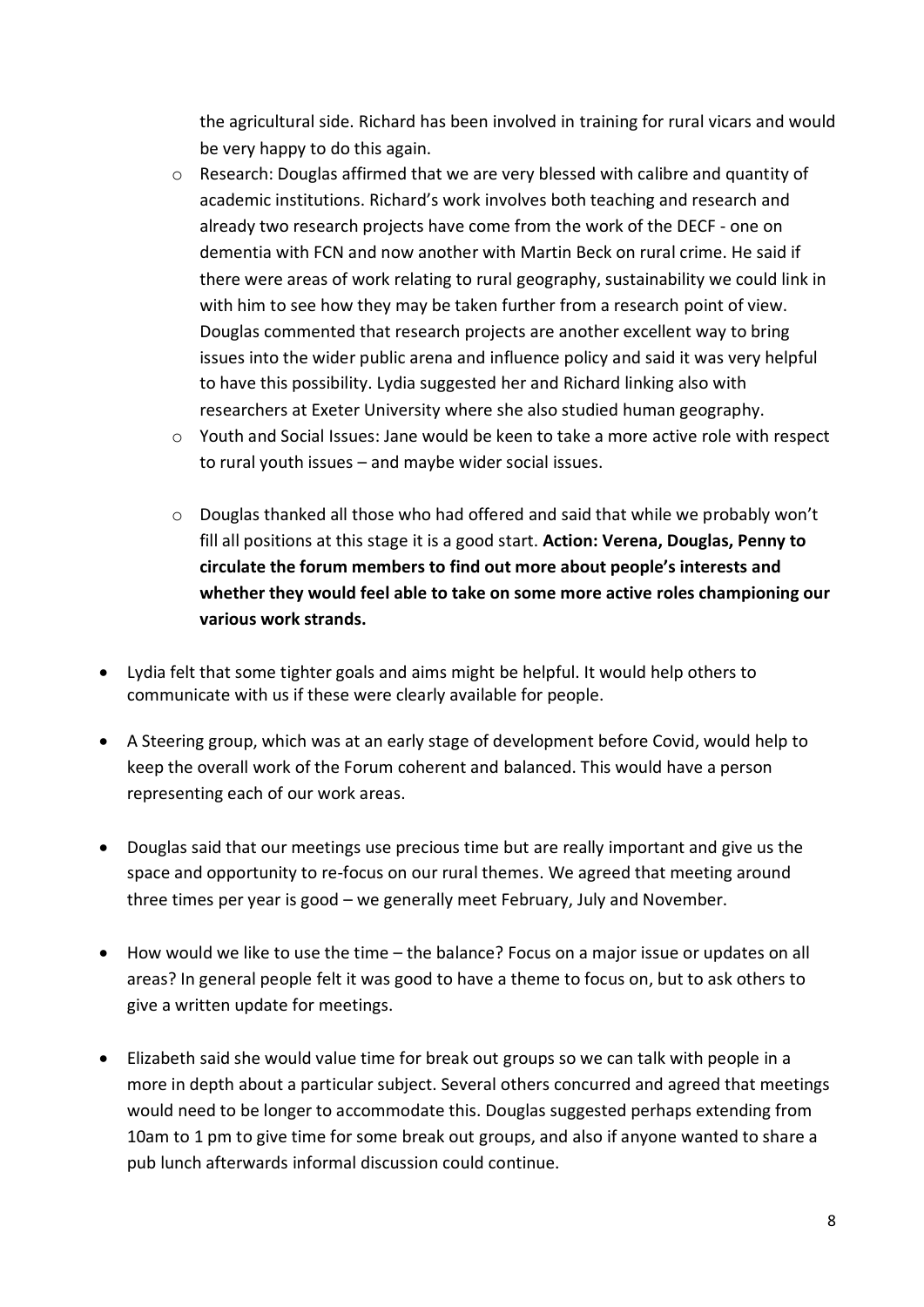the agricultural side. Richard has been involved in training for rural vicars and would be very happy to do this again.

  - Research: Douglas affirmed that we are very blessed with calibre and quantity of academic institutions. Richard's work involves both teaching and research and already two research projects have come from the work of the DECF - one on dementia with FCN and now another with Martin Beck on rural crime. He said if there were areas of work relating to rural geography, sustainability we could link in with him to see how they may be taken further from a research point of view. Douglas commented that research projects are another excellent way to bring issues into the wider public arena and influence policy and said it was very helpful to have this possibility. Lydia suggested her and Richard linking also with researchers at Exeter University where she also studied human geography.
  - Youth and Social Issues: Jane would be keen to take a more active role with respect to rural youth issues – and maybe wider social issues.
  - Douglas thanked all those who had offered and said that while we probably won't fill all positions at this stage it is a good start. **Action: Verena, Douglas, Penny to circulate the forum members to find out more about people's interests and whether they would feel able to take on some more active roles championing our various work strands.**

- Lydia felt that some tighter goals and aims might be helpful. It would help others to communicate with us if these were clearly available for people.

- A Steering group, which was at an early stage of development before Covid, would help to keep the overall work of the Forum coherent and balanced. This would have a person representing each of our work areas.

- Douglas said that our meetings use precious time but are really important and give us the space and opportunity to re-focus on our rural themes. We agreed that meeting around three times per year is good – we generally meet February, July and November.

- How would we like to use the time – the balance? Focus on a major issue or updates on all areas? In general people felt it was good to have a theme to focus on, but to ask others to give a written update for meetings.

- Elizabeth said she would value time for break out groups so we can talk with people in a more in depth about a particular subject. Several others concurred and agreed that meetings would need to be longer to accommodate this. Douglas suggested perhaps extending from 10am to 1 pm to give time for some break out groups, and also if anyone wanted to share a pub lunch afterwards informal discussion could continue.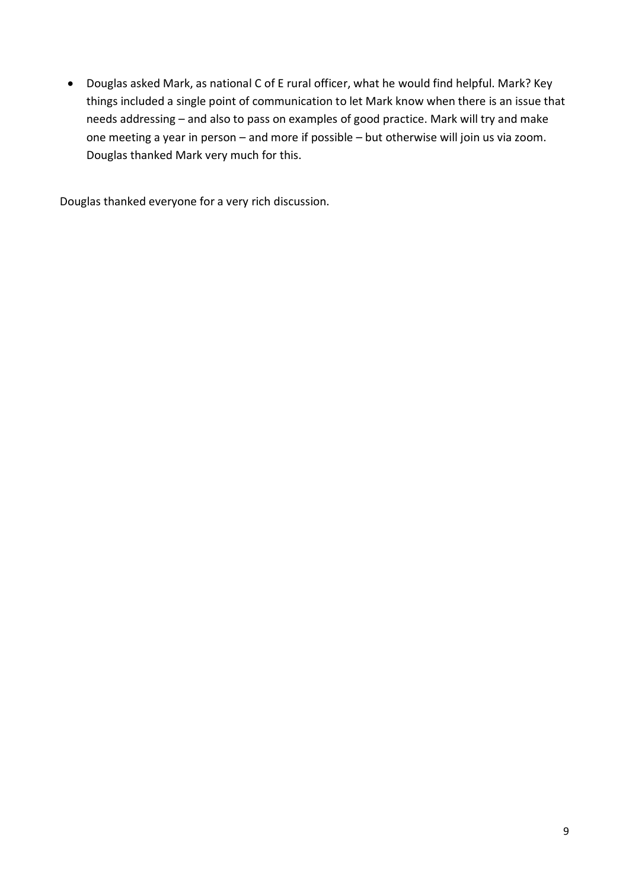- Douglas asked Mark, as national C of E rural officer, what he would find helpful. Mark? Key things included a single point of communication to let Mark know when there is an issue that needs addressing – and also to pass on examples of good practice. Mark will try and make one meeting a year in person – and more if possible – but otherwise will join us via zoom. Douglas thanked Mark very much for this.

Douglas thanked everyone for a very rich discussion.